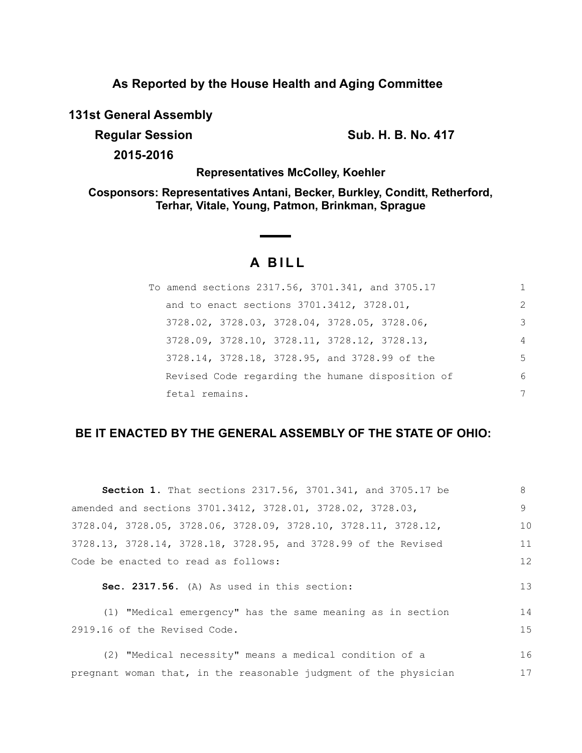## As Reported by the House Health and Aging Committee

**131st General Assembly**

**Regular Session** **Sub. H. B. No. 417**

**2015-2016**

**Representatives McColley, Koehler**

**Cosponsors: Representatives Antani, Becker, Burkley, Conditt, Retherford, Terhar, Vitale, Young, Patmon, Brinkman, Sprague**

# A BILL

To amend sections 2317.56, 3701.341, and 3705.17 and to enact sections 3701.3412, 3728.01, 3728.02, 3728.03, 3728.04, 3728.05, 3728.06, 3728.09, 3728.10, 3728.11, 3728.12, 3728.13, 3728.14, 3728.18, 3728.95, and 3728.99 of the Revised Code regarding the humane disposition of fetal remains.

## BE IT ENACTED BY THE GENERAL ASSEMBLY OF THE STATE OF OHIO:

**Section 1.** That sections 2317.56, 3701.341, and 3705.17 be amended and sections 3701.3412, 3728.01, 3728.02, 3728.03, 3728.04, 3728.05, 3728.06, 3728.09, 3728.10, 3728.11, 3728.12, 3728.13, 3728.14, 3728.18, 3728.95, and 3728.99 of the Revised Code be enacted to read as follows:

**Sec. 2317.56.** (A) As used in this section:

(1) "Medical emergency" has the same meaning as in section 2919.16 of the Revised Code.

(2) "Medical necessity" means a medical condition of a pregnant woman that, in the reasonable judgment of the physician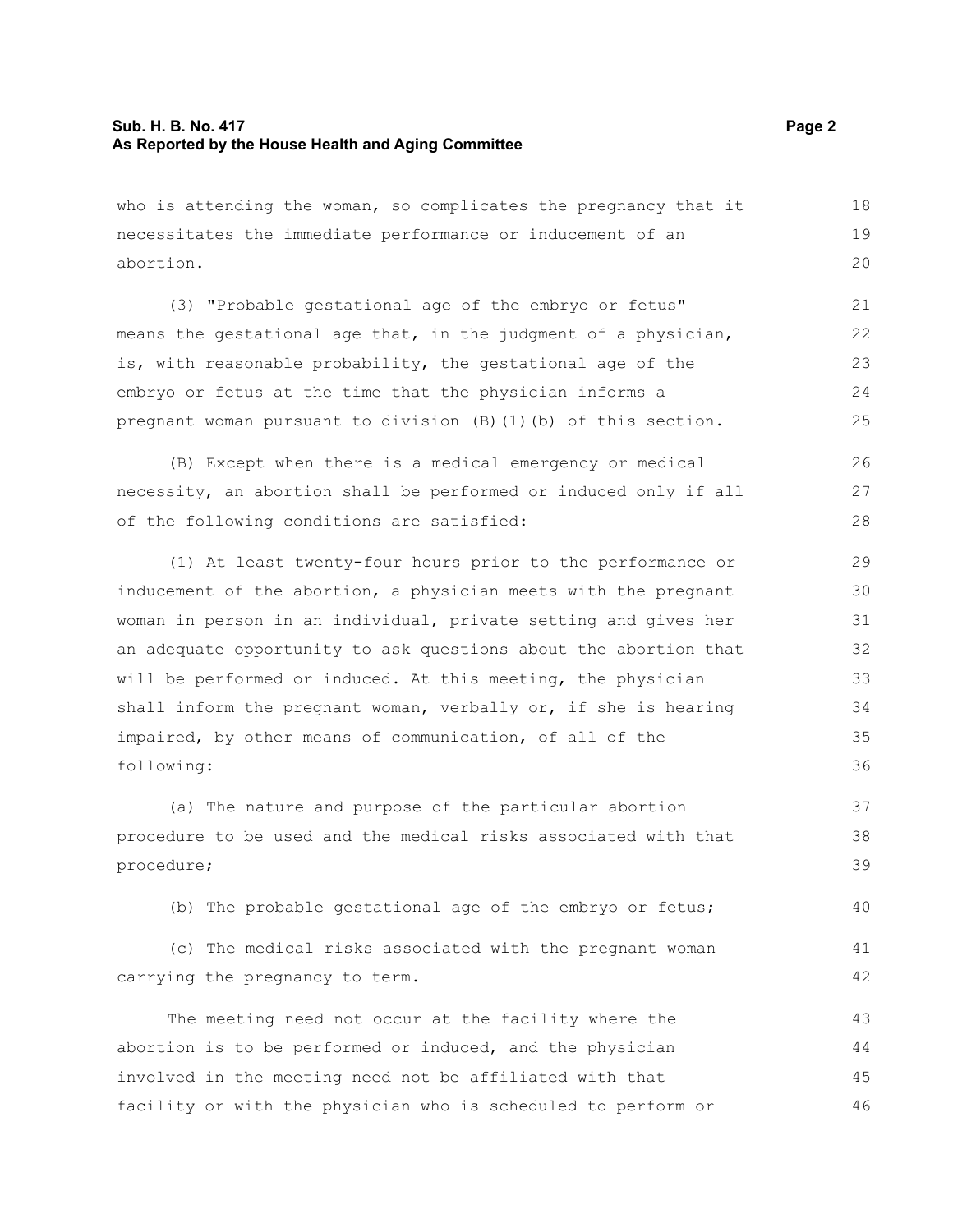who is attending the woman, so complicates the pregnancy that it necessitates the immediate performance or inducement of an abortion.

(3) "Probable gestational age of the embryo or fetus" means the gestational age that, in the judgment of a physician, is, with reasonable probability, the gestational age of the embryo or fetus at the time that the physician informs a pregnant woman pursuant to division (B)(1)(b) of this section.

(B) Except when there is a medical emergency or medical necessity, an abortion shall be performed or induced only if all of the following conditions are satisfied:

(1) At least twenty-four hours prior to the performance or inducement of the abortion, a physician meets with the pregnant woman in person in an individual, private setting and gives her an adequate opportunity to ask questions about the abortion that will be performed or induced. At this meeting, the physician shall inform the pregnant woman, verbally or, if she is hearing impaired, by other means of communication, of all of the following:

(a) The nature and purpose of the particular abortion procedure to be used and the medical risks associated with that procedure;

(b) The probable gestational age of the embryo or fetus;

(c) The medical risks associated with the pregnant woman carrying the pregnancy to term.

The meeting need not occur at the facility where the abortion is to be performed or induced, and the physician involved in the meeting need not be affiliated with that facility or with the physician who is scheduled to perform or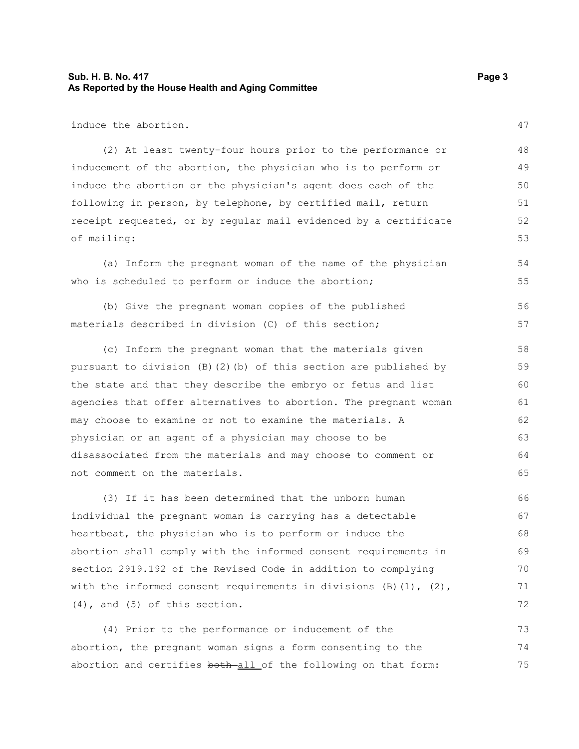induce the abortion.

(2) At least twenty-four hours prior to the performance or inducement of the abortion, the physician who is to perform or induce the abortion or the physician's agent does each of the following in person, by telephone, by certified mail, return receipt requested, or by regular mail evidenced by a certificate of mailing:

(a) Inform the pregnant woman of the name of the physician who is scheduled to perform or induce the abortion;

(b) Give the pregnant woman copies of the published materials described in division (C) of this section;

(c) Inform the pregnant woman that the materials given pursuant to division (B)(2)(b) of this section are published by the state and that they describe the embryo or fetus and list agencies that offer alternatives to abortion. The pregnant woman may choose to examine or not to examine the materials. A physician or an agent of a physician may choose to be disassociated from the materials and may choose to comment or not comment on the materials.

(3) If it has been determined that the unborn human individual the pregnant woman is carrying has a detectable heartbeat, the physician who is to perform or induce the abortion shall comply with the informed consent requirements in section 2919.192 of the Revised Code in addition to complying with the informed consent requirements in divisions (B)(1), (2), (4), and (5) of this section.

(4) Prior to the performance or inducement of the abortion, the pregnant woman signs a form consenting to the abortion and certifies ~~both~~ <u>all</u> of the following on that form: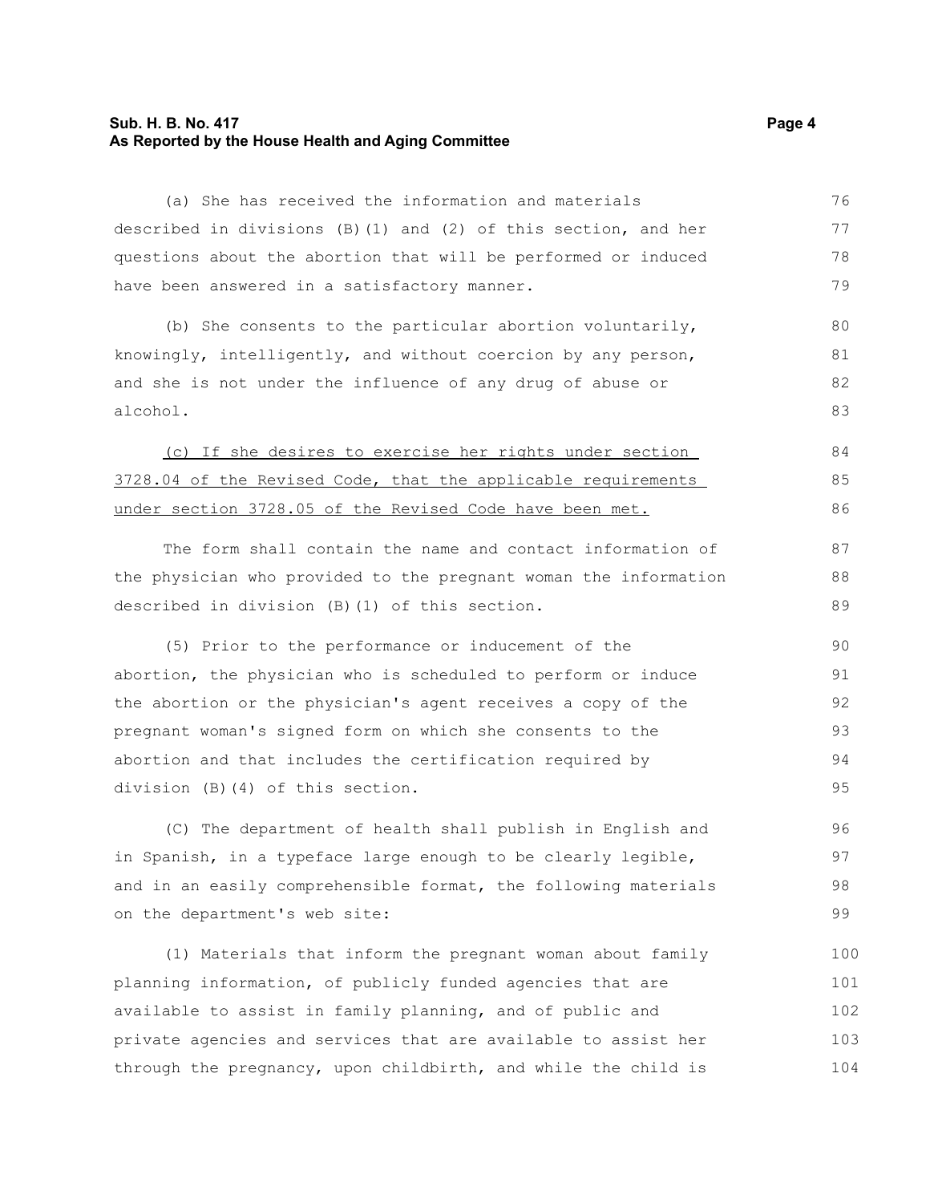(a) She has received the information and materials described in divisions (B)(1) and (2) of this section, and her questions about the abortion that will be performed or induced have been answered in a satisfactory manner.

(b) She consents to the particular abortion voluntarily, knowingly, intelligently, and without coercion by any person, and she is not under the influence of any drug of abuse or alcohol.

<u>(c) If she desires to exercise her rights under section 3728.04 of the Revised Code, that the applicable requirements under section 3728.05 of the Revised Code have been met.</u>

The form shall contain the name and contact information of the physician who provided to the pregnant woman the information described in division (B)(1) of this section.

(5) Prior to the performance or inducement of the abortion, the physician who is scheduled to perform or induce the abortion or the physician's agent receives a copy of the pregnant woman's signed form on which she consents to the abortion and that includes the certification required by division (B)(4) of this section.

(C) The department of health shall publish in English and in Spanish, in a typeface large enough to be clearly legible, and in an easily comprehensible format, the following materials on the department's web site:

(1) Materials that inform the pregnant woman about family planning information, of publicly funded agencies that are available to assist in family planning, and of public and private agencies and services that are available to assist her through the pregnancy, upon childbirth, and while the child is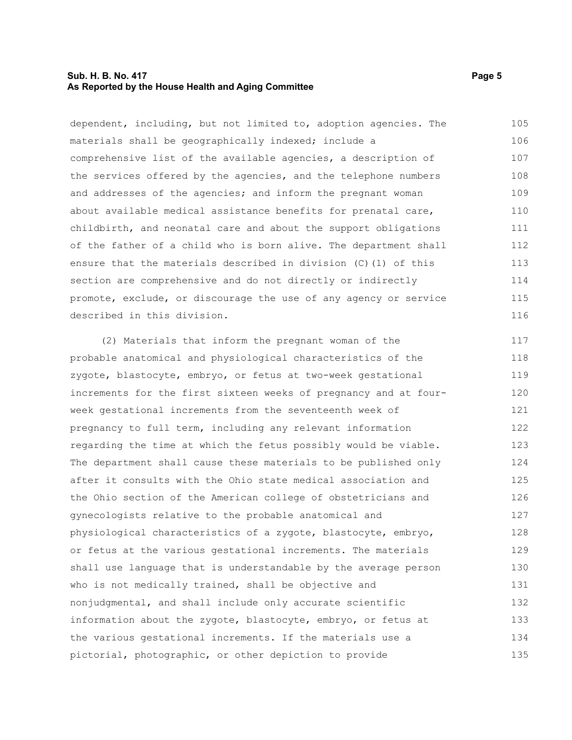dependent, including, but not limited to, adoption agencies. The materials shall be geographically indexed; include a comprehensive list of the available agencies, a description of the services offered by the agencies, and the telephone numbers and addresses of the agencies; and inform the pregnant woman about available medical assistance benefits for prenatal care, childbirth, and neonatal care and about the support obligations of the father of a child who is born alive. The department shall ensure that the materials described in division (C)(1) of this section are comprehensive and do not directly or indirectly promote, exclude, or discourage the use of any agency or service described in this division.

(2) Materials that inform the pregnant woman of the probable anatomical and physiological characteristics of the zygote, blastocyte, embryo, or fetus at two-week gestational increments for the first sixteen weeks of pregnancy and at four-week gestational increments from the seventeenth week of pregnancy to full term, including any relevant information regarding the time at which the fetus possibly would be viable. The department shall cause these materials to be published only after it consults with the Ohio state medical association and the Ohio section of the American college of obstetricians and gynecologists relative to the probable anatomical and physiological characteristics of a zygote, blastocyte, embryo, or fetus at the various gestational increments. The materials shall use language that is understandable by the average person who is not medically trained, shall be objective and nonjudgmental, and shall include only accurate scientific information about the zygote, blastocyte, embryo, or fetus at the various gestational increments. If the materials use a pictorial, photographic, or other depiction to provide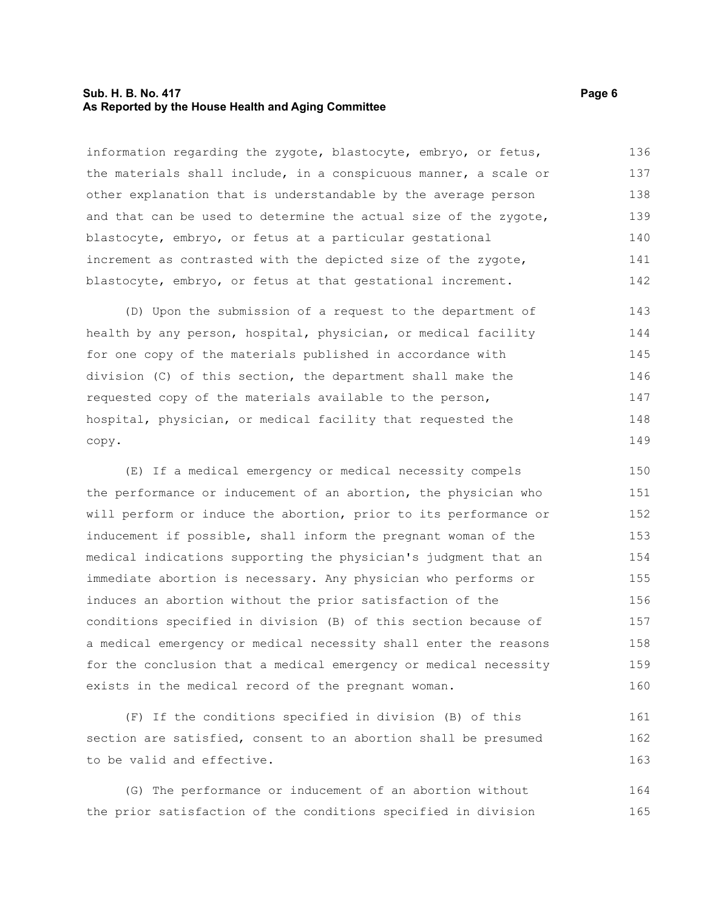information regarding the zygote, blastocyte, embryo, or fetus, the materials shall include, in a conspicuous manner, a scale or other explanation that is understandable by the average person and that can be used to determine the actual size of the zygote, blastocyte, embryo, or fetus at a particular gestational increment as contrasted with the depicted size of the zygote, blastocyte, embryo, or fetus at that gestational increment.

(D) Upon the submission of a request to the department of health by any person, hospital, physician, or medical facility for one copy of the materials published in accordance with division (C) of this section, the department shall make the requested copy of the materials available to the person, hospital, physician, or medical facility that requested the copy.

(E) If a medical emergency or medical necessity compels the performance or inducement of an abortion, the physician who will perform or induce the abortion, prior to its performance or inducement if possible, shall inform the pregnant woman of the medical indications supporting the physician's judgment that an immediate abortion is necessary. Any physician who performs or induces an abortion without the prior satisfaction of the conditions specified in division (B) of this section because of a medical emergency or medical necessity shall enter the reasons for the conclusion that a medical emergency or medical necessity exists in the medical record of the pregnant woman.

(F) If the conditions specified in division (B) of this section are satisfied, consent to an abortion shall be presumed to be valid and effective.

(G) The performance or inducement of an abortion without the prior satisfaction of the conditions specified in division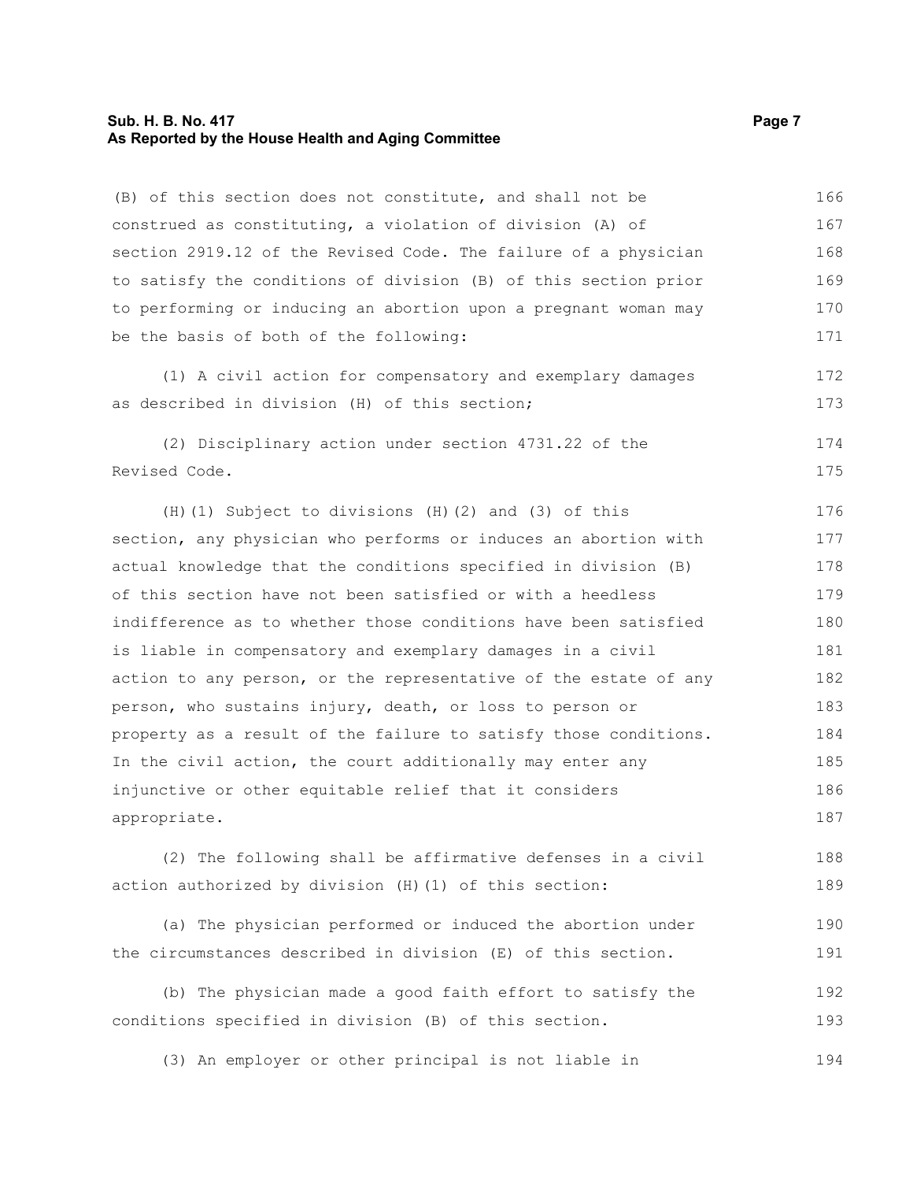(B) of this section does not constitute, and shall not be construed as constituting, a violation of division (A) of section 2919.12 of the Revised Code. The failure of a physician to satisfy the conditions of division (B) of this section prior to performing or inducing an abortion upon a pregnant woman may be the basis of both of the following:

(1) A civil action for compensatory and exemplary damages as described in division (H) of this section;

(2) Disciplinary action under section 4731.22 of the Revised Code.

(H)(1) Subject to divisions (H)(2) and (3) of this section, any physician who performs or induces an abortion with actual knowledge that the conditions specified in division (B) of this section have not been satisfied or with a heedless indifference as to whether those conditions have been satisfied is liable in compensatory and exemplary damages in a civil action to any person, or the representative of the estate of any person, who sustains injury, death, or loss to person or property as a result of the failure to satisfy those conditions. In the civil action, the court additionally may enter any injunctive or other equitable relief that it considers appropriate.

(2) The following shall be affirmative defenses in a civil action authorized by division (H)(1) of this section:

(a) The physician performed or induced the abortion under the circumstances described in division (E) of this section.

(b) The physician made a good faith effort to satisfy the conditions specified in division (B) of this section.

(3) An employer or other principal is not liable in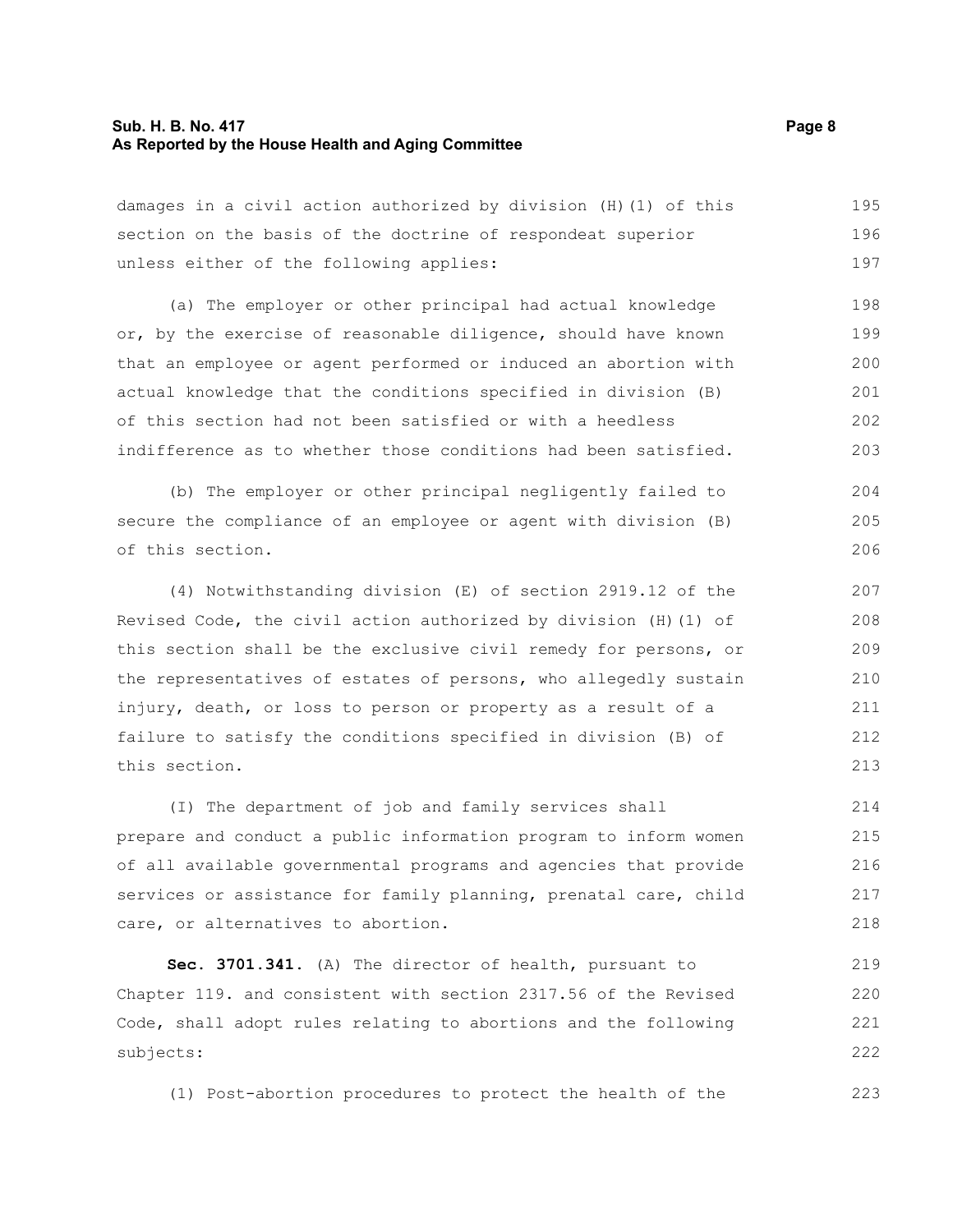damages in a civil action authorized by division (H)(1) of this section on the basis of the doctrine of respondeat superior unless either of the following applies:

(a) The employer or other principal had actual knowledge or, by the exercise of reasonable diligence, should have known that an employee or agent performed or induced an abortion with actual knowledge that the conditions specified in division (B) of this section had not been satisfied or with a heedless indifference as to whether those conditions had been satisfied.

(b) The employer or other principal negligently failed to secure the compliance of an employee or agent with division (B) of this section.

(4) Notwithstanding division (E) of section 2919.12 of the Revised Code, the civil action authorized by division (H)(1) of this section shall be the exclusive civil remedy for persons, or the representatives of estates of persons, who allegedly sustain injury, death, or loss to person or property as a result of a failure to satisfy the conditions specified in division (B) of this section.

(I) The department of job and family services shall prepare and conduct a public information program to inform women of all available governmental programs and agencies that provide services or assistance for family planning, prenatal care, child care, or alternatives to abortion.

**Sec. 3701.341.** (A) The director of health, pursuant to Chapter 119. and consistent with section 2317.56 of the Revised Code, shall adopt rules relating to abortions and the following subjects:

(1) Post-abortion procedures to protect the health of the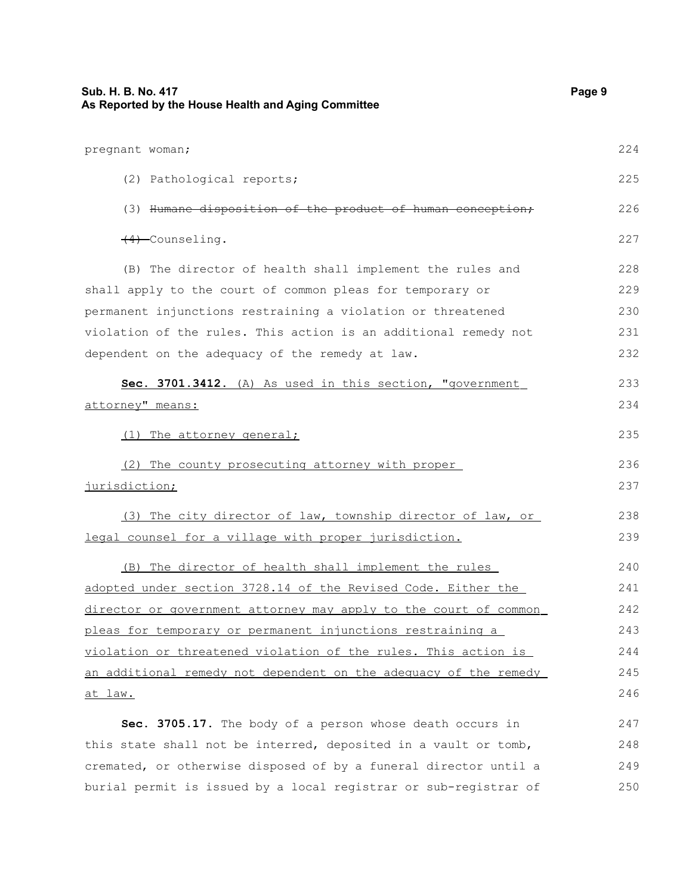pregnant woman;

(2) Pathological reports;

(3) ~~Humane disposition of the product of human conception;~~

~~(4)~~ Counseling.

(B) The director of health shall implement the rules and shall apply to the court of common pleas for temporary or permanent injunctions restraining a violation or threatened violation of the rules. This action is an additional remedy not dependent on the adequacy of the remedy at law.

**Sec. 3701.3412.** <u>(A) As used in this section, "government attorney" means:</u>

<u>(1) The attorney general;</u>

<u>(2) The county prosecuting attorney with proper jurisdiction;</u>

<u>(3) The city director of law, township director of law, or legal counsel for a village with proper jurisdiction.</u>

<u>(B) The director of health shall implement the rules adopted under section 3728.14 of the Revised Code. Either the director or government attorney may apply to the court of common pleas for temporary or permanent injunctions restraining a violation or threatened violation of the rules. This action is an additional remedy not dependent on the adequacy of the remedy at law.</u>

**Sec. 3705.17.** The body of a person whose death occurs in this state shall not be interred, deposited in a vault or tomb, cremated, or otherwise disposed of by a funeral director until a burial permit is issued by a local registrar or sub-registrar of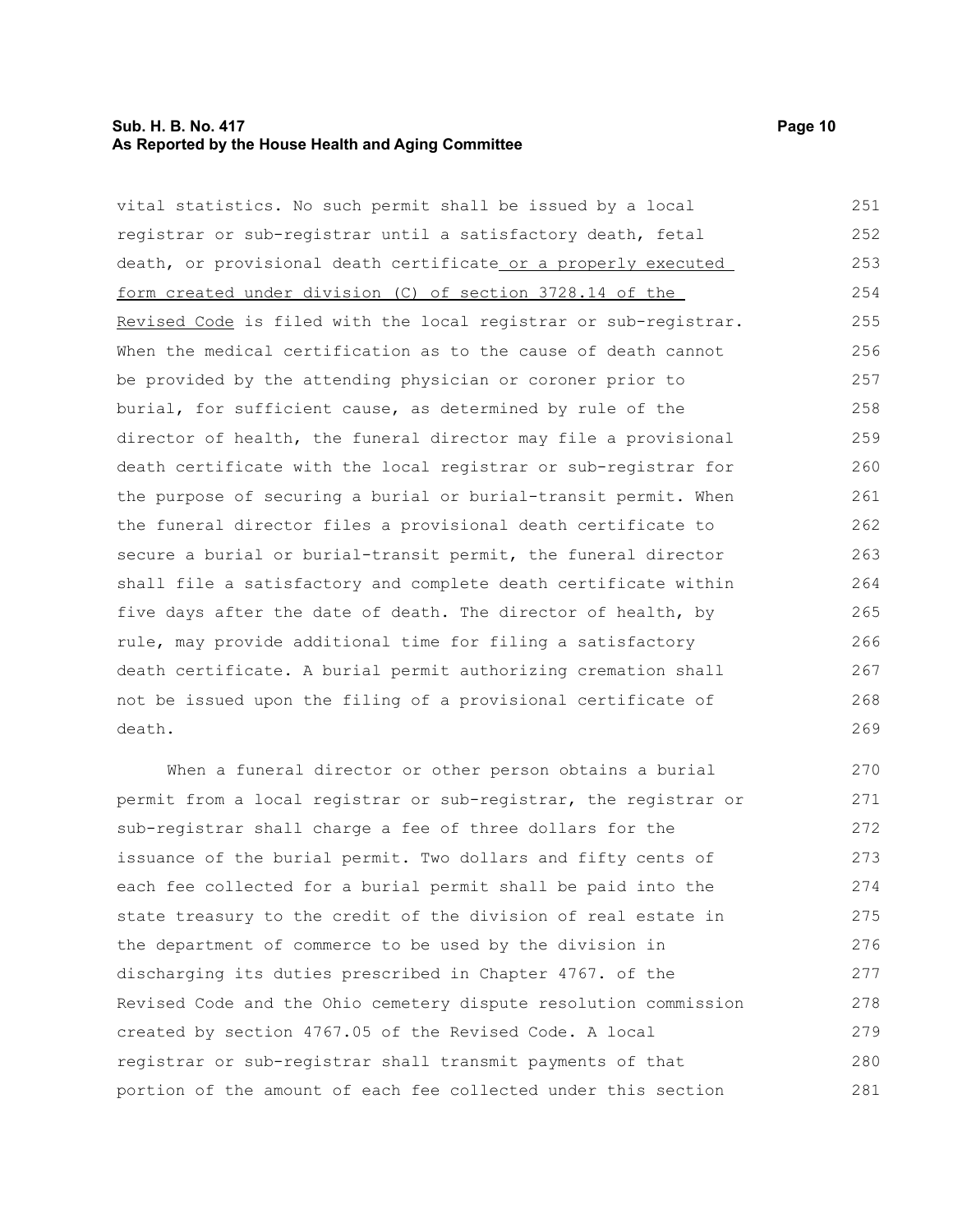vital statistics. No such permit shall be issued by a local registrar or sub-registrar until a satisfactory death, fetal death, or provisional death certificate <u>or a properly executed form created under division (C) of section 3728.14 of the Revised Code</u> is filed with the local registrar or sub-registrar. When the medical certification as to the cause of death cannot be provided by the attending physician or coroner prior to burial, for sufficient cause, as determined by rule of the director of health, the funeral director may file a provisional death certificate with the local registrar or sub-registrar for the purpose of securing a burial or burial-transit permit. When the funeral director files a provisional death certificate to secure a burial or burial-transit permit, the funeral director shall file a satisfactory and complete death certificate within five days after the date of death. The director of health, by rule, may provide additional time for filing a satisfactory death certificate. A burial permit authorizing cremation shall not be issued upon the filing of a provisional certificate of death.

When a funeral director or other person obtains a burial permit from a local registrar or sub-registrar, the registrar or sub-registrar shall charge a fee of three dollars for the issuance of the burial permit. Two dollars and fifty cents of each fee collected for a burial permit shall be paid into the state treasury to the credit of the division of real estate in the department of commerce to be used by the division in discharging its duties prescribed in Chapter 4767. of the Revised Code and the Ohio cemetery dispute resolution commission created by section 4767.05 of the Revised Code. A local registrar or sub-registrar shall transmit payments of that portion of the amount of each fee collected under this section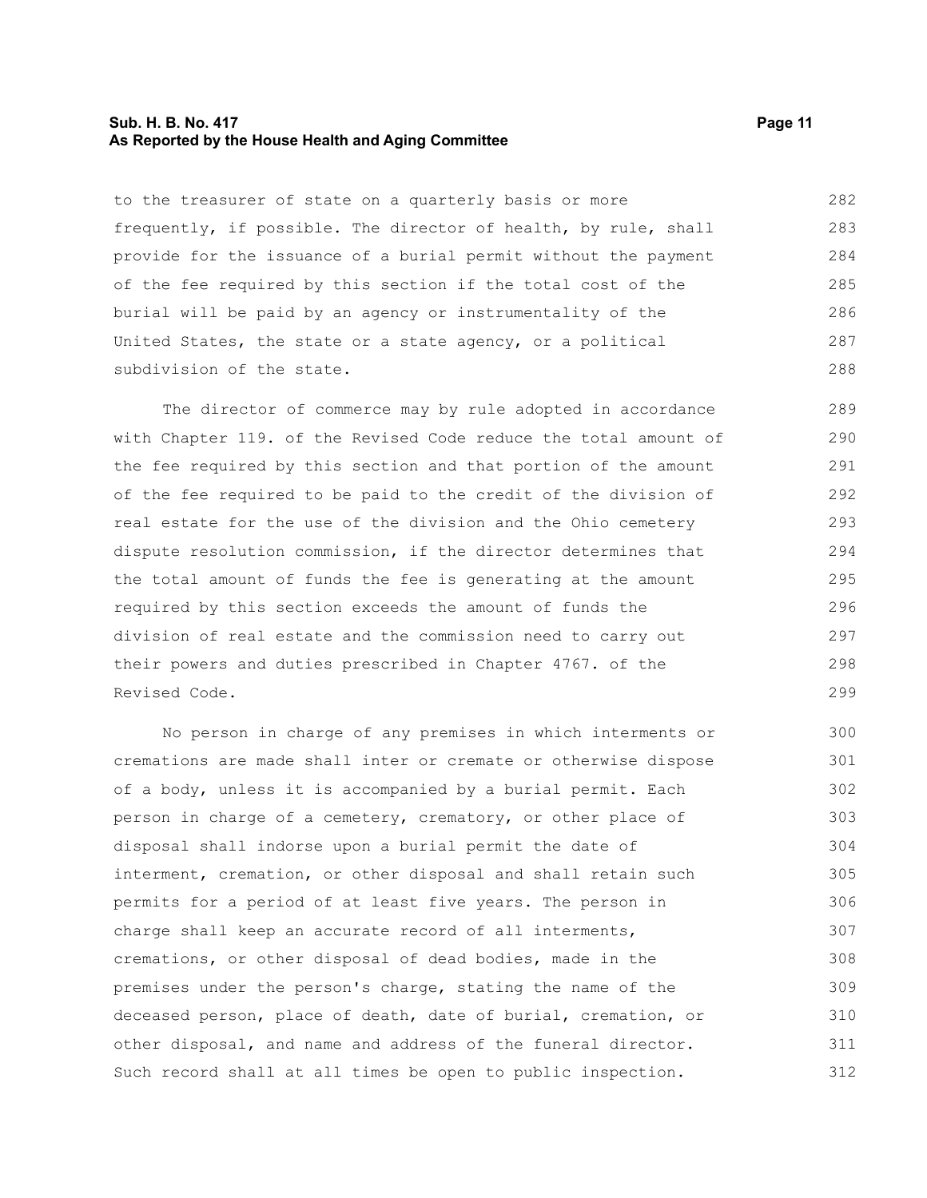to the treasurer of state on a quarterly basis or more frequently, if possible. The director of health, by rule, shall provide for the issuance of a burial permit without the payment of the fee required by this section if the total cost of the burial will be paid by an agency or instrumentality of the United States, the state or a state agency, or a political subdivision of the state.

The director of commerce may by rule adopted in accordance with Chapter 119. of the Revised Code reduce the total amount of the fee required by this section and that portion of the amount of the fee required to be paid to the credit of the division of real estate for the use of the division and the Ohio cemetery dispute resolution commission, if the director determines that the total amount of funds the fee is generating at the amount required by this section exceeds the amount of funds the division of real estate and the commission need to carry out their powers and duties prescribed in Chapter 4767. of the Revised Code.

No person in charge of any premises in which interments or cremations are made shall inter or cremate or otherwise dispose of a body, unless it is accompanied by a burial permit. Each person in charge of a cemetery, crematory, or other place of disposal shall indorse upon a burial permit the date of interment, cremation, or other disposal and shall retain such permits for a period of at least five years. The person in charge shall keep an accurate record of all interments, cremations, or other disposal of dead bodies, made in the premises under the person's charge, stating the name of the deceased person, place of death, date of burial, cremation, or other disposal, and name and address of the funeral director. Such record shall at all times be open to public inspection.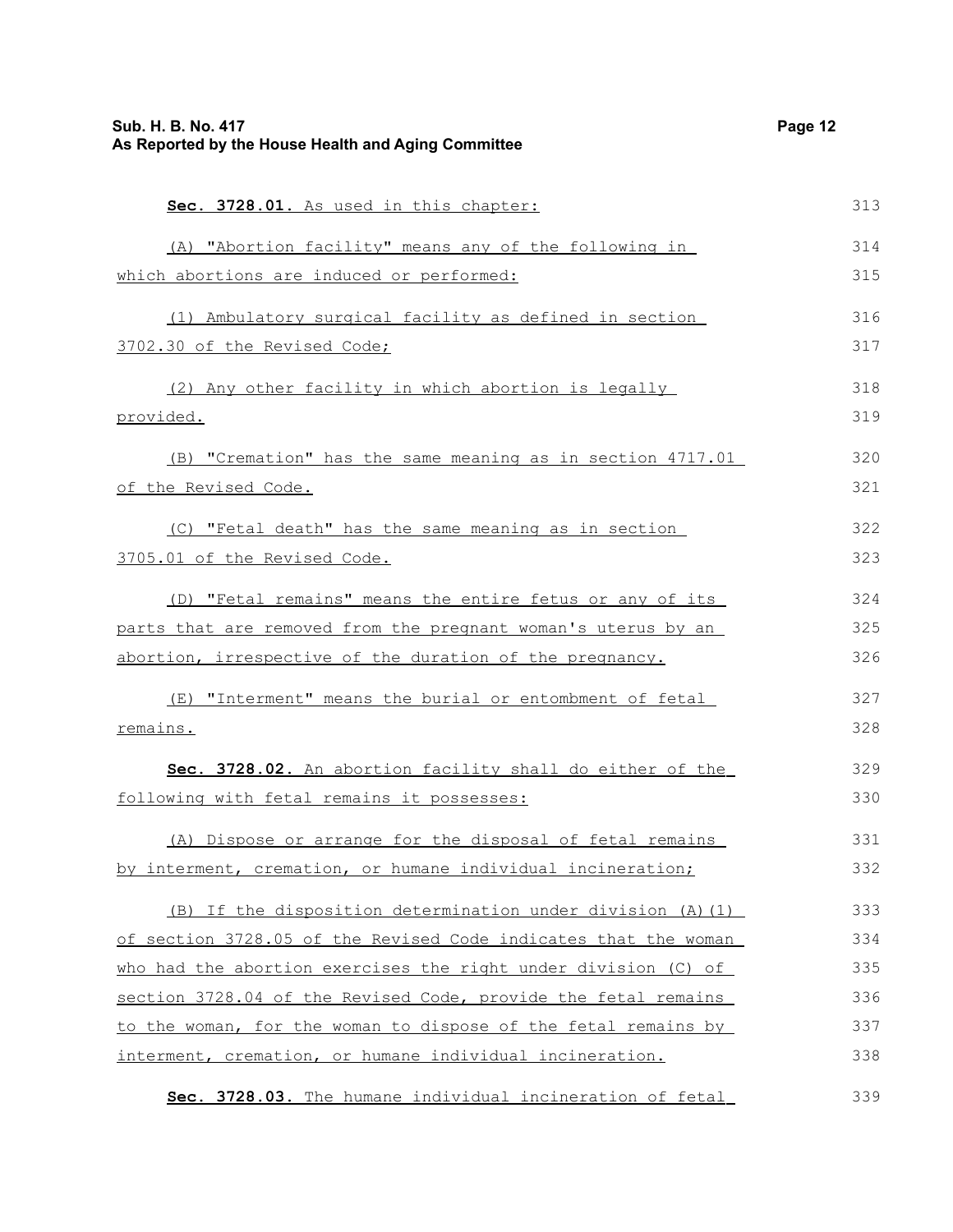**Sec. 3728.01.** As used in this chapter:

(A) "Abortion facility" means any of the following in which abortions are induced or performed:

(1) Ambulatory surgical facility as defined in section 3702.30 of the Revised Code;

(2) Any other facility in which abortion is legally provided.

(B) "Cremation" has the same meaning as in section 4717.01 of the Revised Code.

(C) "Fetal death" has the same meaning as in section 3705.01 of the Revised Code.

(D) "Fetal remains" means the entire fetus or any of its parts that are removed from the pregnant woman's uterus by an abortion, irrespective of the duration of the pregnancy.

(E) "Interment" means the burial or entombment of fetal remains.

**Sec. 3728.02.** An abortion facility shall do either of the following with fetal remains it possesses:

(A) Dispose or arrange for the disposal of fetal remains by interment, cremation, or humane individual incineration;

(B) If the disposition determination under division (A)(1) of section 3728.05 of the Revised Code indicates that the woman who had the abortion exercises the right under division (C) of section 3728.04 of the Revised Code, provide the fetal remains to the woman, for the woman to dispose of the fetal remains by interment, cremation, or humane individual incineration.

**Sec. 3728.03.** The humane individual incineration of fetal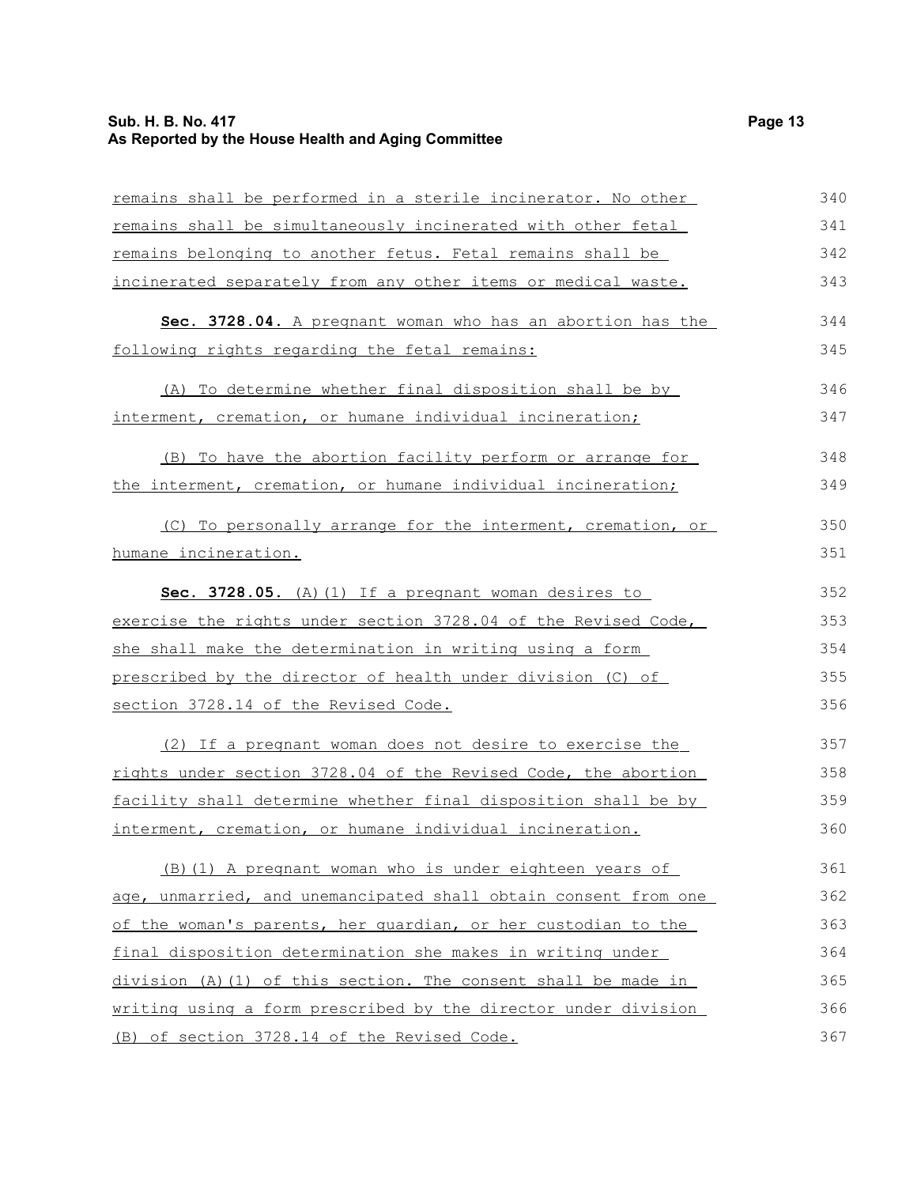remains shall be performed in a sterile incinerator. No other remains shall be simultaneously incinerated with other fetal remains belonging to another fetus. Fetal remains shall be incinerated separately from any other items or medical waste.

**Sec. 3728.04.** A pregnant woman who has an abortion has the following rights regarding the fetal remains:

(A) To determine whether final disposition shall be by interment, cremation, or humane individual incineration;

(B) To have the abortion facility perform or arrange for the interment, cremation, or humane individual incineration;

(C) To personally arrange for the interment, cremation, or humane incineration.

**Sec. 3728.05.** (A)(1) If a pregnant woman desires to exercise the rights under section 3728.04 of the Revised Code, she shall make the determination in writing using a form prescribed by the director of health under division (C) of section 3728.14 of the Revised Code.

(2) If a pregnant woman does not desire to exercise the rights under section 3728.04 of the Revised Code, the abortion facility shall determine whether final disposition shall be by interment, cremation, or humane individual incineration.

(B)(1) A pregnant woman who is under eighteen years of age, unmarried, and unemancipated shall obtain consent from one of the woman's parents, her guardian, or her custodian to the final disposition determination she makes in writing under division (A)(1) of this section. The consent shall be made in writing using a form prescribed by the director under division (B) of section 3728.14 of the Revised Code.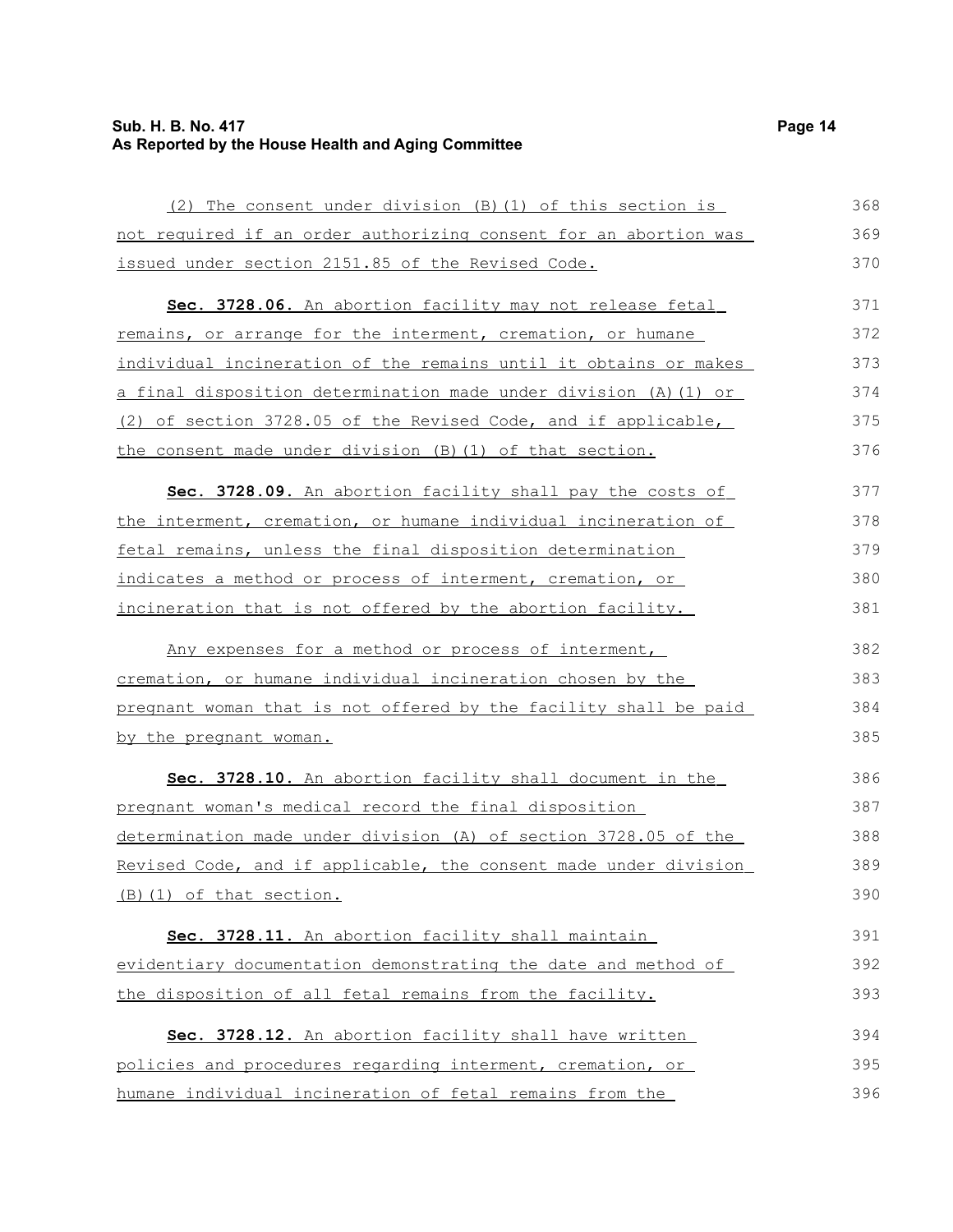(2) The consent under division (B)(1) of this section is not required if an order authorizing consent for an abortion was issued under section 2151.85 of the Revised Code.

**Sec. 3728.06.** An abortion facility may not release fetal remains, or arrange for the interment, cremation, or humane individual incineration of the remains until it obtains or makes a final disposition determination made under division (A)(1) or (2) of section 3728.05 of the Revised Code, and if applicable, the consent made under division (B)(1) of that section.

**Sec. 3728.09.** An abortion facility shall pay the costs of the interment, cremation, or humane individual incineration of fetal remains, unless the final disposition determination indicates a method or process of interment, cremation, or incineration that is not offered by the abortion facility.

Any expenses for a method or process of interment, cremation, or humane individual incineration chosen by the pregnant woman that is not offered by the facility shall be paid by the pregnant woman.

**Sec. 3728.10.** An abortion facility shall document in the pregnant woman's medical record the final disposition determination made under division (A) of section 3728.05 of the Revised Code, and if applicable, the consent made under division (B)(1) of that section.

**Sec. 3728.11.** An abortion facility shall maintain evidentiary documentation demonstrating the date and method of the disposition of all fetal remains from the facility.

**Sec. 3728.12.** An abortion facility shall have written policies and procedures regarding interment, cremation, or humane individual incineration of fetal remains from the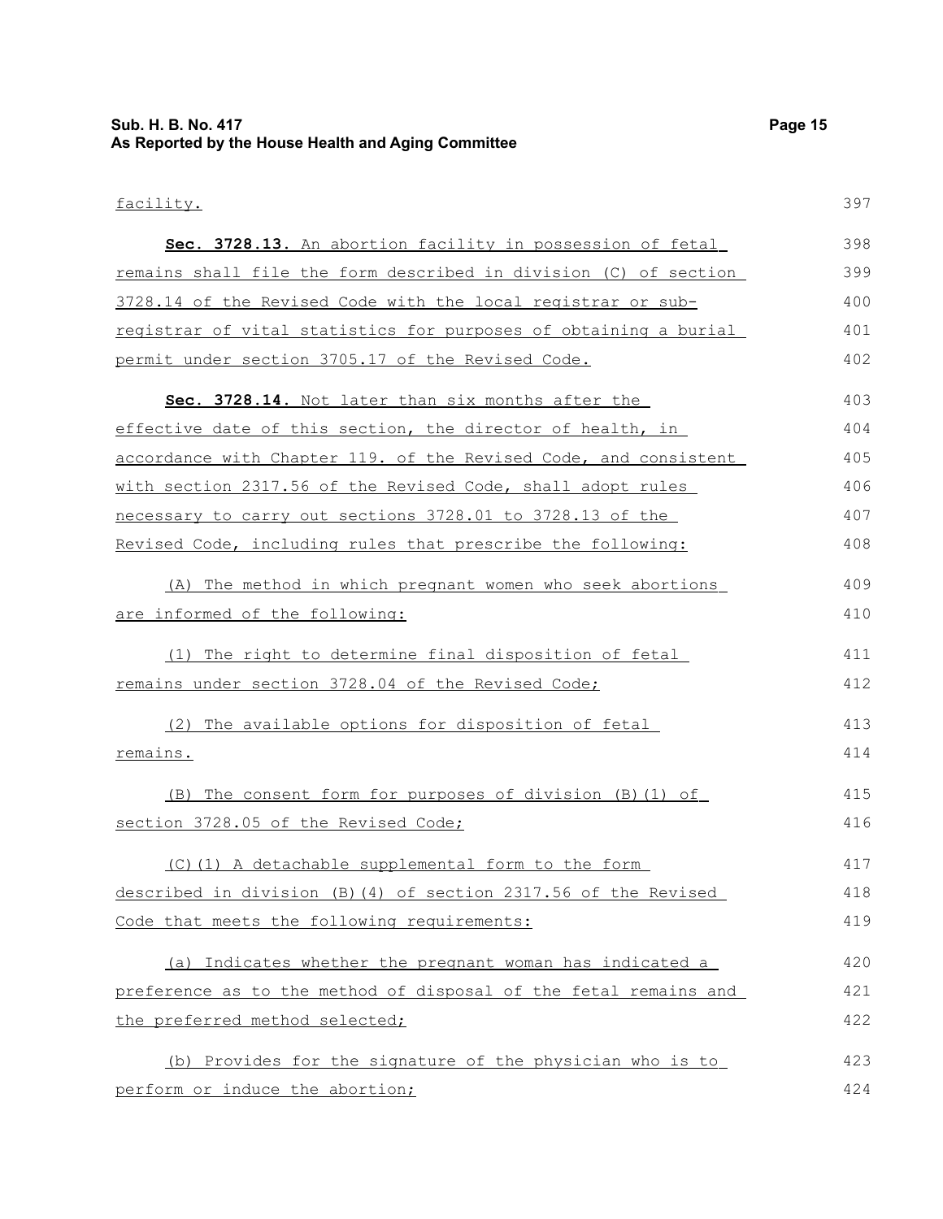facility.

**Sec. 3728.13.** An abortion facility in possession of fetal remains shall file the form described in division (C) of section 3728.14 of the Revised Code with the local registrar or sub-registrar of vital statistics for purposes of obtaining a burial permit under section 3705.17 of the Revised Code.

**Sec. 3728.14.** Not later than six months after the effective date of this section, the director of health, in accordance with Chapter 119. of the Revised Code, and consistent with section 2317.56 of the Revised Code, shall adopt rules necessary to carry out sections 3728.01 to 3728.13 of the Revised Code, including rules that prescribe the following:

(A) The method in which pregnant women who seek abortions are informed of the following:

(1) The right to determine final disposition of fetal remains under section 3728.04 of the Revised Code;

(2) The available options for disposition of fetal remains.

(B) The consent form for purposes of division (B)(1) of section 3728.05 of the Revised Code;

(C)(1) A detachable supplemental form to the form described in division (B)(4) of section 2317.56 of the Revised Code that meets the following requirements:

(a) Indicates whether the pregnant woman has indicated a preference as to the method of disposal of the fetal remains and the preferred method selected;

(b) Provides for the signature of the physician who is to perform or induce the abortion;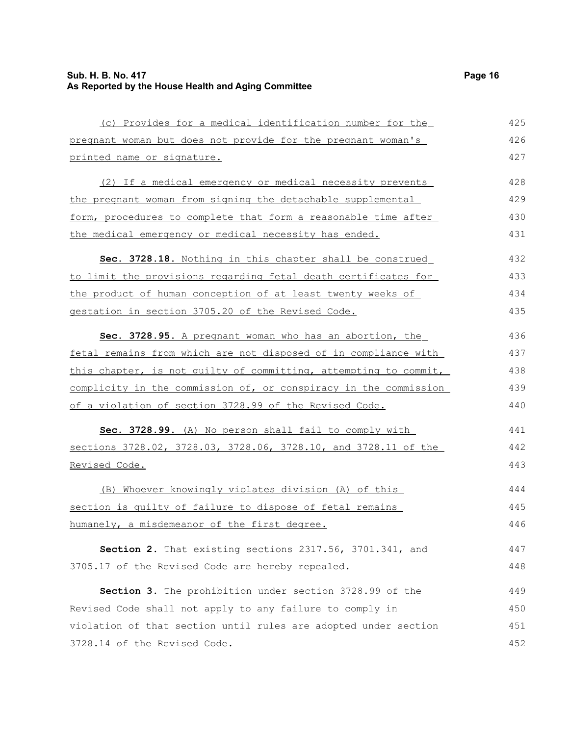(c) Provides for a medical identification number for the pregnant woman but does not provide for the pregnant woman's printed name or signature.

(2) If a medical emergency or medical necessity prevents the pregnant woman from signing the detachable supplemental form, procedures to complete that form a reasonable time after the medical emergency or medical necessity has ended.

**Sec. 3728.18.** Nothing in this chapter shall be construed to limit the provisions regarding fetal death certificates for the product of human conception of at least twenty weeks of gestation in section 3705.20 of the Revised Code.

**Sec. 3728.95.** A pregnant woman who has an abortion, the fetal remains from which are not disposed of in compliance with this chapter, is not guilty of committing, attempting to commit, complicity in the commission of, or conspiracy in the commission of a violation of section 3728.99 of the Revised Code.

**Sec. 3728.99.** (A) No person shall fail to comply with sections 3728.02, 3728.03, 3728.06, 3728.10, and 3728.11 of the Revised Code.

(B) Whoever knowingly violates division (A) of this section is guilty of failure to dispose of fetal remains humanely, a misdemeanor of the first degree.

**Section 2.** That existing sections 2317.56, 3701.341, and 3705.17 of the Revised Code are hereby repealed.

**Section 3.** The prohibition under section 3728.99 of the Revised Code shall not apply to any failure to comply in violation of that section until rules are adopted under section 3728.14 of the Revised Code.